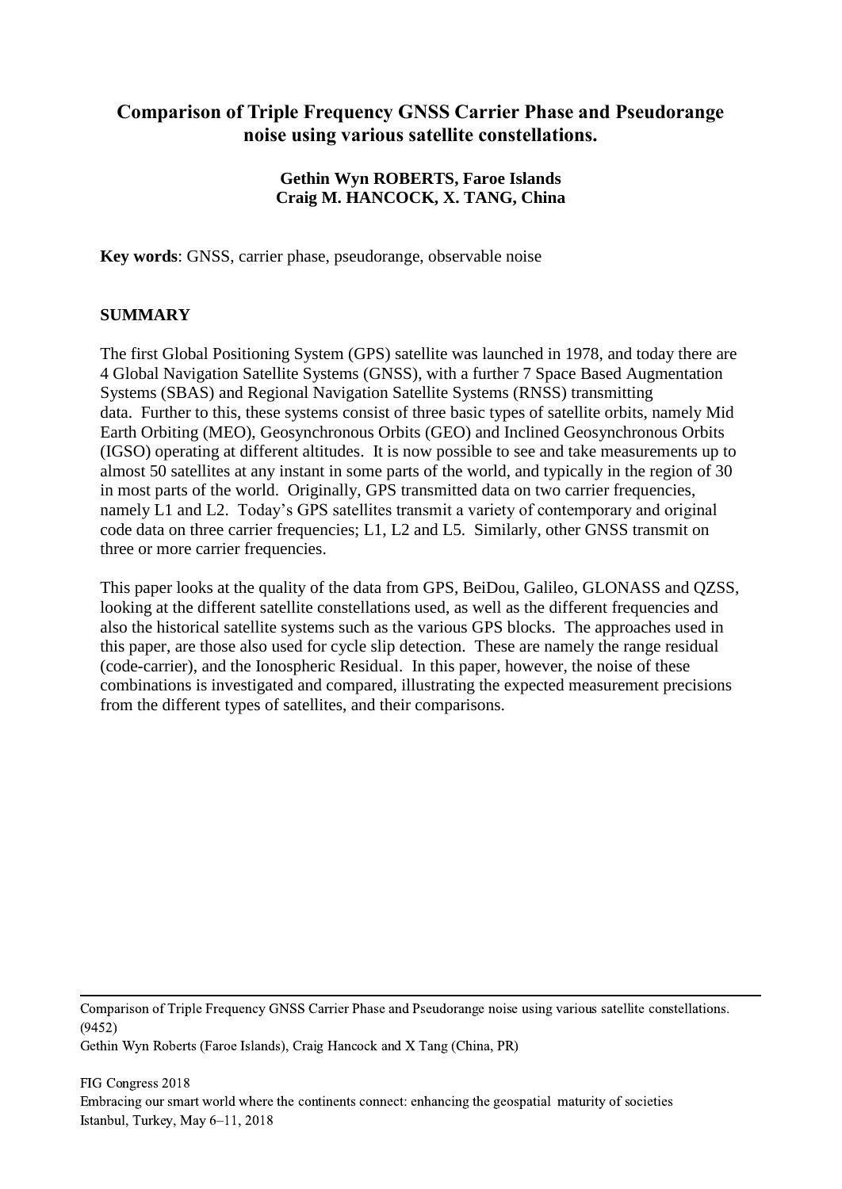# Comparison of Triple Frequency GNSS Carrier Phase and Pseudorange noise using various satellite constellations.

**Gethin Wyn ROBERTS, Faroe Islands**
**Craig M. HANCOCK, X. TANG, China**

**Key words**: GNSS, carrier phase, pseudorange, observable noise

## SUMMARY

The first Global Positioning System (GPS) satellite was launched in 1978, and today there are 4 Global Navigation Satellite Systems (GNSS), with a further 7 Space Based Augmentation Systems (SBAS) and Regional Navigation Satellite Systems (RNSS) transmitting data. Further to this, these systems consist of three basic types of satellite orbits, namely Mid Earth Orbiting (MEO), Geosynchronous Orbits (GEO) and Inclined Geosynchronous Orbits (IGSO) operating at different altitudes. It is now possible to see and take measurements up to almost 50 satellites at any instant in some parts of the world, and typically in the region of 30 in most parts of the world. Originally, GPS transmitted data on two carrier frequencies, namely L1 and L2. Today's GPS satellites transmit a variety of contemporary and original code data on three carrier frequencies; L1, L2 and L5. Similarly, other GNSS transmit on three or more carrier frequencies.

This paper looks at the quality of the data from GPS, BeiDou, Galileo, GLONASS and QZSS, looking at the different satellite constellations used, as well as the different frequencies and also the historical satellite systems such as the various GPS blocks. The approaches used in this paper, are those also used for cycle slip detection. These are namely the range residual (code-carrier), and the Ionospheric Residual. In this paper, however, the noise of these combinations is investigated and compared, illustrating the expected measurement precisions from the different types of satellites, and their comparisons.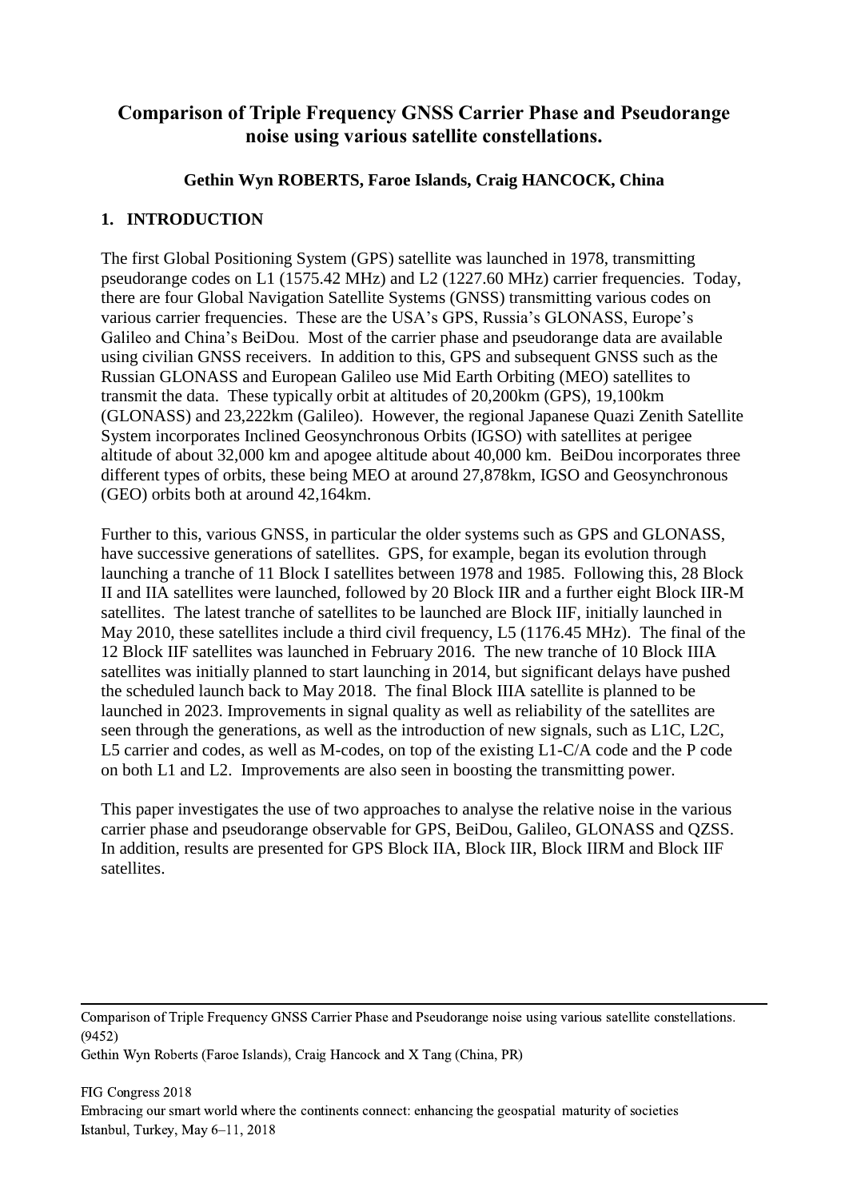# Comparison of Triple Frequency GNSS Carrier Phase and Pseudorange noise using various satellite constellations.

**Gethin Wyn ROBERTS, Faroe Islands, Craig HANCOCK, China**

## 1. INTRODUCTION

The first Global Positioning System (GPS) satellite was launched in 1978, transmitting pseudorange codes on L1 (1575.42 MHz) and L2 (1227.60 MHz) carrier frequencies. Today, there are four Global Navigation Satellite Systems (GNSS) transmitting various codes on various carrier frequencies. These are the USA's GPS, Russia's GLONASS, Europe's Galileo and China's BeiDou. Most of the carrier phase and pseudorange data are available using civilian GNSS receivers. In addition to this, GPS and subsequent GNSS such as the Russian GLONASS and European Galileo use Mid Earth Orbiting (MEO) satellites to transmit the data. These typically orbit at altitudes of 20,200km (GPS), 19,100km (GLONASS) and 23,222km (Galileo). However, the regional Japanese Quazi Zenith Satellite System incorporates Inclined Geosynchronous Orbits (IGSO) with satellites at perigee altitude of about 32,000 km and apogee altitude about 40,000 km. BeiDou incorporates three different types of orbits, these being MEO at around 27,878km, IGSO and Geosynchronous (GEO) orbits both at around 42,164km.

Further to this, various GNSS, in particular the older systems such as GPS and GLONASS, have successive generations of satellites. GPS, for example, began its evolution through launching a tranche of 11 Block I satellites between 1978 and 1985. Following this, 28 Block II and IIA satellites were launched, followed by 20 Block IIR and a further eight Block IIR-M satellites. The latest tranche of satellites to be launched are Block IIF, initially launched in May 2010, these satellites include a third civil frequency, L5 (1176.45 MHz). The final of the 12 Block IIF satellites was launched in February 2016. The new tranche of 10 Block IIIA satellites was initially planned to start launching in 2014, but significant delays have pushed the scheduled launch back to May 2018. The final Block IIIA satellite is planned to be launched in 2023. Improvements in signal quality as well as reliability of the satellites are seen through the generations, as well as the introduction of new signals, such as L1C, L2C, L5 carrier and codes, as well as M-codes, on top of the existing L1-C/A code and the P code on both L1 and L2. Improvements are also seen in boosting the transmitting power.

This paper investigates the use of two approaches to analyse the relative noise in the various carrier phase and pseudorange observable for GPS, BeiDou, Galileo, GLONASS and QZSS. In addition, results are presented for GPS Block IIA, Block IIR, Block IIRM and Block IIF satellites.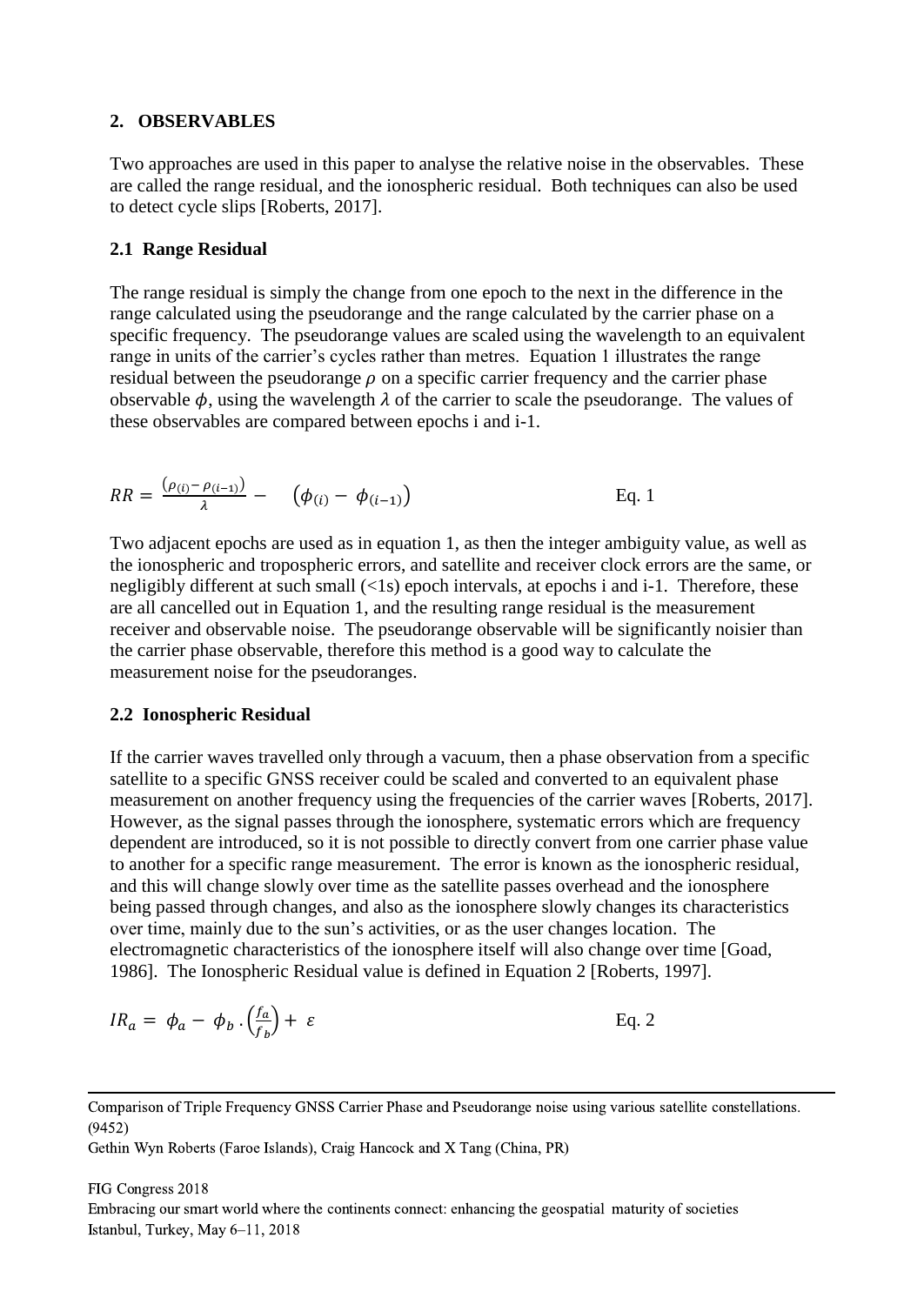## 2. OBSERVABLES

Two approaches are used in this paper to analyse the relative noise in the observables. These are called the range residual, and the ionospheric residual. Both techniques can also be used to detect cycle slips [Roberts, 2017].

### 2.1 Range Residual

The range residual is simply the change from one epoch to the next in the difference in the range calculated using the pseudorange and the range calculated by the carrier phase on a specific frequency. The pseudorange values are scaled using the wavelength to an equivalent range in units of the carrier's cycles rather than metres. Equation 1 illustrates the range residual between the pseudorange $\rho$ on a specific carrier frequency and the carrier phase observable $\phi$, using the wavelength $\lambda$ of the carrier to scale the pseudorange. The values of these observables are compared between epochs i and i-1.

$$RR = \frac{(\rho_{(i)} - \rho_{(i-1)})}{\lambda} - \quad (\phi_{(i)} - \phi_{(i-1)}) \qquad \text{Eq. 1}$$

Two adjacent epochs are used as in equation 1, as then the integer ambiguity value, as well as the ionospheric and tropospheric errors, and satellite and receiver clock errors are the same, or negligibly different at such small (<1s) epoch intervals, at epochs i and i-1. Therefore, these are all cancelled out in Equation 1, and the resulting range residual is the measurement receiver and observable noise. The pseudorange observable will be significantly noisier than the carrier phase observable, therefore this method is a good way to calculate the measurement noise for the pseudoranges.

### 2.2 Ionospheric Residual

If the carrier waves travelled only through a vacuum, then a phase observation from a specific satellite to a specific GNSS receiver could be scaled and converted to an equivalent phase measurement on another frequency using the frequencies of the carrier waves [Roberts, 2017]. However, as the signal passes through the ionosphere, systematic errors which are frequency dependent are introduced, so it is not possible to directly convert from one carrier phase value to another for a specific range measurement. The error is known as the ionospheric residual, and this will change slowly over time as the satellite passes overhead and the ionosphere being passed through changes, and also as the ionosphere slowly changes its characteristics over time, mainly due to the sun's activities, or as the user changes location. The electromagnetic characteristics of the ionosphere itself will also change over time [Goad, 1986]. The Ionospheric Residual value is defined in Equation 2 [Roberts, 1997].

$$IR_a = \phi_a - \phi_b \cdot \left(\frac{f_a}{f_b}\right) + \varepsilon \qquad \text{Eq. 2}$$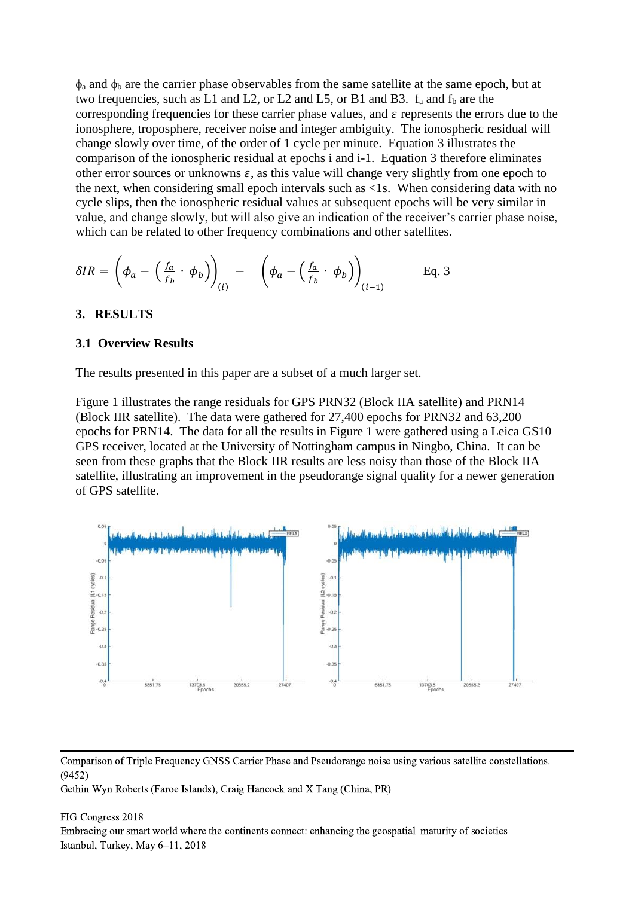$\phi_a$ and $\phi_b$ are the carrier phase observables from the same satellite at the same epoch, but at two frequencies, such as L1 and L2, or L2 and L5, or B1 and B3. $f_a$ and $f_b$ are the corresponding frequencies for these carrier phase values, and $\varepsilon$ represents the errors due to the ionosphere, troposphere, receiver noise and integer ambiguity. The ionospheric residual will change slowly over time, of the order of 1 cycle per minute. Equation 3 illustrates the comparison of the ionospheric residual at epochs i and i-1. Equation 3 therefore eliminates other error sources or unknowns $\varepsilon$, as this value will change very slightly from one epoch to the next, when considering small epoch intervals such as <1s. When considering data with no cycle slips, then the ionospheric residual values at subsequent epochs will be very similar in value, and change slowly, but will also give an indication of the receiver's carrier phase noise, which can be related to other frequency combinations and other satellites.

$$\delta IR = \left(\phi_a - \left(\frac{f_a}{f_b} \cdot \phi_b\right)\right)_{(i)} - \left(\phi_a - \left(\frac{f_a}{f_b} \cdot \phi_b\right)\right)_{(i-1)} \qquad \text{Eq. 3}$$

## 3. RESULTS

### 3.1 Overview Results

The results presented in this paper are a subset of a much larger set.

Figure 1 illustrates the range residuals for GPS PRN32 (Block IIA satellite) and PRN14 (Block IIR satellite). The data were gathered for 27,400 epochs for PRN32 and 63,200 epochs for PRN14. The data for all the results in Figure 1 were gathered using a Leica GS10 GPS receiver, located at the University of Nottingham campus in Ningbo, China. It can be seen from these graphs that the Block IIR results are less noisy than those of the Block IIA satellite, illustrating an improvement in the pseudorange signal quality for a newer generation of GPS satellite.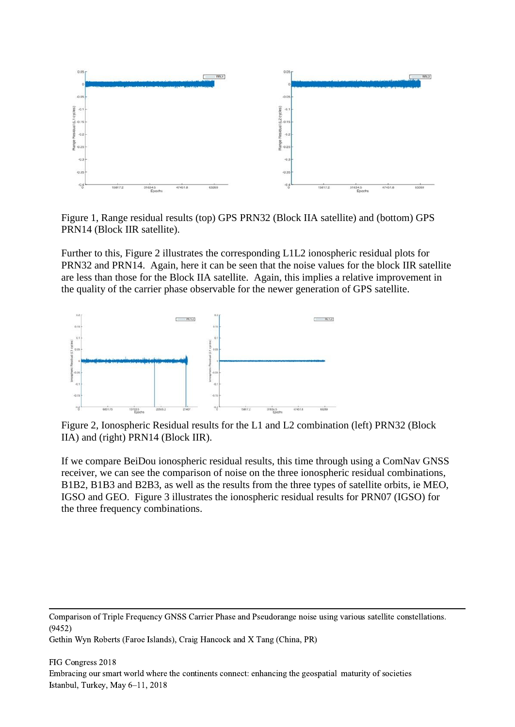Figure 1, Range residual results (top) GPS PRN32 (Block IIA satellite) and (bottom) GPS PRN14 (Block IIR satellite).

Further to this, Figure 2 illustrates the corresponding L1L2 ionospheric residual plots for PRN32 and PRN14. Again, here it can be seen that the noise values for the block IIR satellite are less than those for the Block IIA satellite. Again, this implies a relative improvement in the quality of the carrier phase observable for the newer generation of GPS satellite.

Figure 2, Ionospheric Residual results for the L1 and L2 combination (left) PRN32 (Block IIA) and (right) PRN14 (Block IIR).

If we compare BeiDou ionospheric residual results, this time through using a ComNav GNSS receiver, we can see the comparison of noise on the three ionospheric residual combinations, B1B2, B1B3 and B2B3, as well as the results from the three types of satellite orbits, ie MEO, IGSO and GEO. Figure 3 illustrates the ionospheric residual results for PRN07 (IGSO) for the three frequency combinations.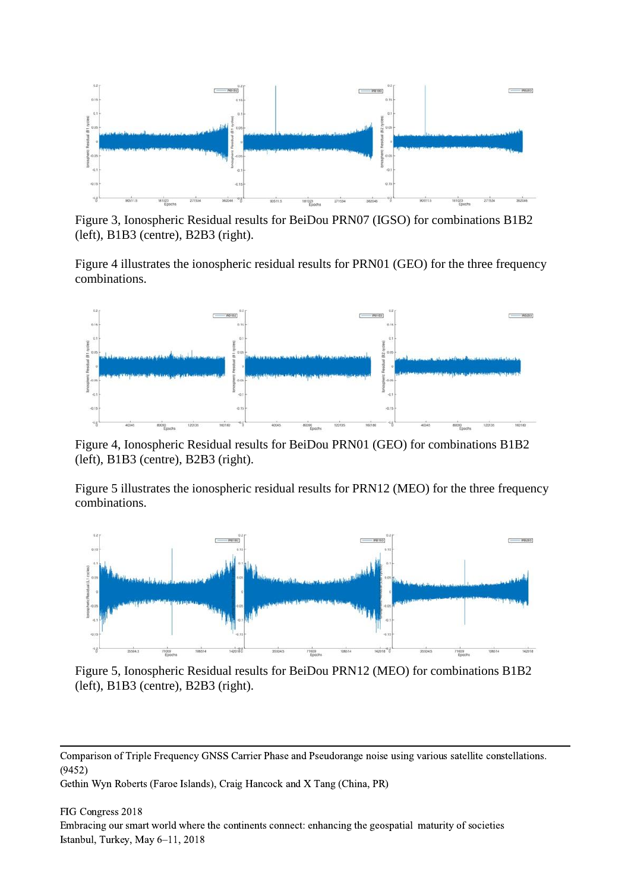Figure 3, Ionospheric Residual results for BeiDou PRN07 (IGSO) for combinations B1B2 (left), B1B3 (centre), B2B3 (right).

Figure 4 illustrates the ionospheric residual results for PRN01 (GEO) for the three frequency combinations.

Figure 4, Ionospheric Residual results for BeiDou PRN01 (GEO) for combinations B1B2 (left), B1B3 (centre), B2B3 (right).

Figure 5 illustrates the ionospheric residual results for PRN12 (MEO) for the three frequency combinations.

Figure 5, Ionospheric Residual results for BeiDou PRN12 (MEO) for combinations B1B2 (left), B1B3 (centre), B2B3 (right).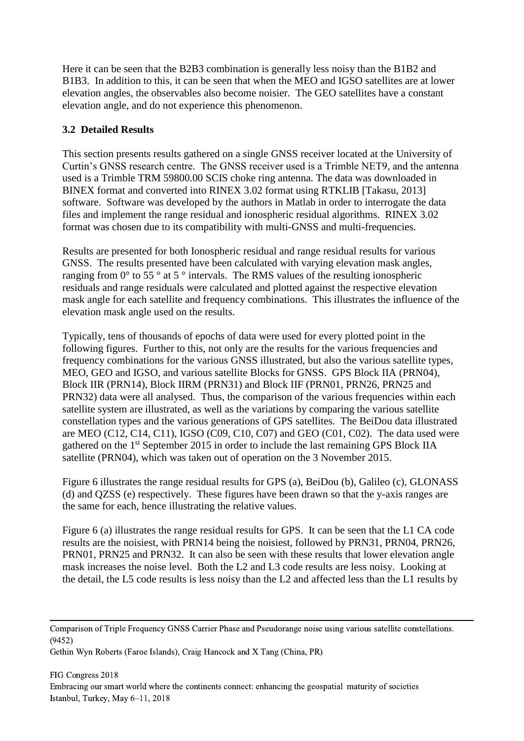Here it can be seen that the B2B3 combination is generally less noisy than the B1B2 and B1B3. In addition to this, it can be seen that when the MEO and IGSO satellites are at lower elevation angles, the observables also become noisier. The GEO satellites have a constant elevation angle, and do not experience this phenomenon.

### 3.2 Detailed Results

This section presents results gathered on a single GNSS receiver located at the University of Curtin's GNSS research centre. The GNSS receiver used is a Trimble NET9, and the antenna used is a Trimble TRM 59800.00 SCIS choke ring antenna. The data was downloaded in BINEX format and converted into RINEX 3.02 format using RTKLIB [Takasu, 2013] software. Software was developed by the authors in Matlab in order to interrogate the data files and implement the range residual and ionospheric residual algorithms. RINEX 3.02 format was chosen due to its compatibility with multi-GNSS and multi-frequencies.

Results are presented for both Ionospheric residual and range residual results for various GNSS. The results presented have been calculated with varying elevation mask angles, ranging from 0° to 55 ° at 5 ° intervals. The RMS values of the resulting ionospheric residuals and range residuals were calculated and plotted against the respective elevation mask angle for each satellite and frequency combinations. This illustrates the influence of the elevation mask angle used on the results.

Typically, tens of thousands of epochs of data were used for every plotted point in the following figures. Further to this, not only are the results for the various frequencies and frequency combinations for the various GNSS illustrated, but also the various satellite types, MEO, GEO and IGSO, and various satellite Blocks for GNSS. GPS Block IIA (PRN04), Block IIR (PRN14), Block IIRM (PRN31) and Block IIF (PRN01, PRN26, PRN25 and PRN32) data were all analysed. Thus, the comparison of the various frequencies within each satellite system are illustrated, as well as the variations by comparing the various satellite constellation types and the various generations of GPS satellites. The BeiDou data illustrated are MEO (C12, C14, C11), IGSO (C09, C10, C07) and GEO (C01, C02). The data used were gathered on the 1st September 2015 in order to include the last remaining GPS Block IIA satellite (PRN04), which was taken out of operation on the 3 November 2015.

Figure 6 illustrates the range residual results for GPS (a), BeiDou (b), Galileo (c), GLONASS (d) and QZSS (e) respectively. These figures have been drawn so that the y-axis ranges are the same for each, hence illustrating the relative values.

Figure 6 (a) illustrates the range residual results for GPS. It can be seen that the L1 CA code results are the noisiest, with PRN14 being the noisiest, followed by PRN31, PRN04, PRN26, PRN01, PRN25 and PRN32. It can also be seen with these results that lower elevation angle mask increases the noise level. Both the L2 and L3 code results are less noisy. Looking at the detail, the L5 code results is less noisy than the L2 and affected less than the L1 results by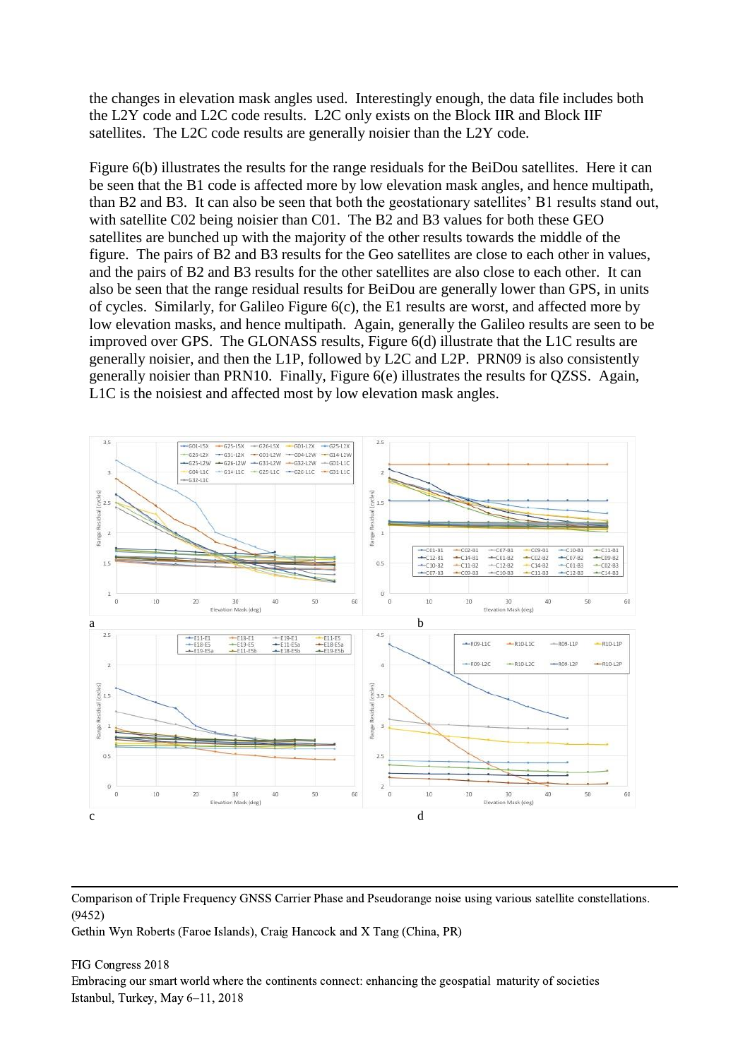the changes in elevation mask angles used. Interestingly enough, the data file includes both the L2Y code and L2C code results. L2C only exists on the Block IIR and Block IIF satellites. The L2C code results are generally noisier than the L2Y code.

Figure 6(b) illustrates the results for the range residuals for the BeiDou satellites. Here it can be seen that the B1 code is affected more by low elevation mask angles, and hence multipath, than B2 and B3. It can also be seen that both the geostationary satellites' B1 results stand out, with satellite C02 being noisier than C01. The B2 and B3 values for both these GEO satellites are bunched up with the majority of the other results towards the middle of the figure. The pairs of B2 and B3 results for the Geo satellites are close to each other in values, and the pairs of B2 and B3 results for the other satellites are also close to each other. It can also be seen that the range residual results for BeiDou are generally lower than GPS, in units of cycles. Similarly, for Galileo Figure 6(c), the E1 results are worst, and affected more by low elevation masks, and hence multipath. Again, generally the Galileo results are seen to be improved over GPS. The GLONASS results, Figure 6(d) illustrate that the L1C results are generally noisier, and then the L1P, followed by L2C and L2P. PRN09 is also consistently generally noisier than PRN10. Finally, Figure 6(e) illustrates the results for QZSS. Again, L1C is the noisiest and affected most by low elevation mask angles.

a

b

c

d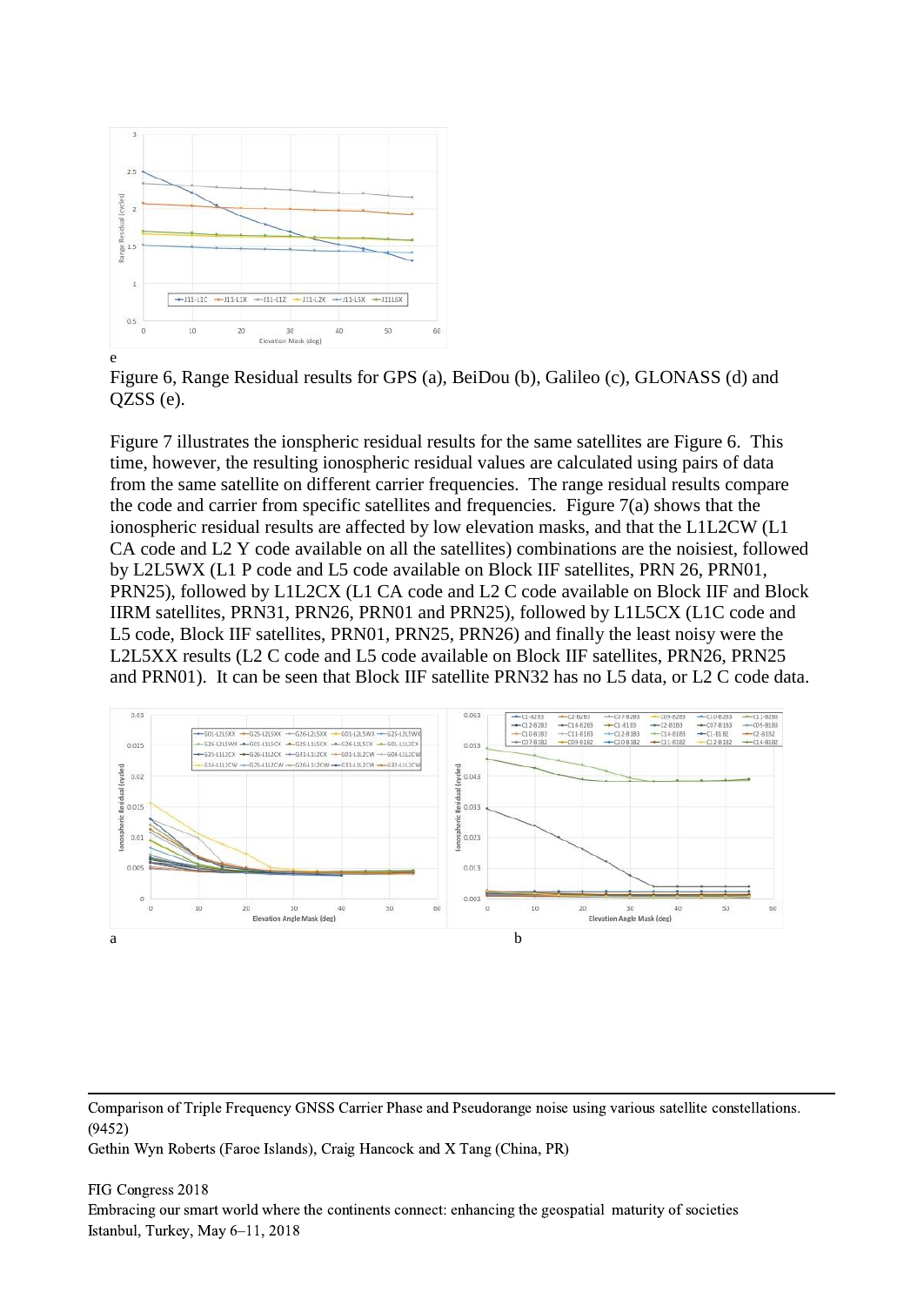e

Figure 6, Range Residual results for GPS (a), BeiDou (b), Galileo (c), GLONASS (d) and QZSS (e).

Figure 7 illustrates the ionspheric residual results for the same satellites are Figure 6. This time, however, the resulting ionospheric residual values are calculated using pairs of data from the same satellite on different carrier frequencies. The range residual results compare the code and carrier from specific satellites and frequencies. Figure 7(a) shows that the ionospheric residual results are affected by low elevation masks, and that the L1L2CW (L1 CA code and L2 Y code available on all the satellites) combinations are the noisiest, followed by L2L5WX (L1 P code and L5 code available on Block IIF satellites, PRN 26, PRN01, PRN25), followed by L1L2CX (L1 CA code and L2 C code available on Block IIF and Block IIRM satellites, PRN31, PRN26, PRN01 and PRN25), followed by L1L5CX (L1C code and L5 code, Block IIF satellites, PRN01, PRN25, PRN26) and finally the least noisy were the L2L5XX results (L2 C code and L5 code available on Block IIF satellites, PRN26, PRN25 and PRN01). It can be seen that Block IIF satellite PRN32 has no L5 data, or L2 C code data.

a b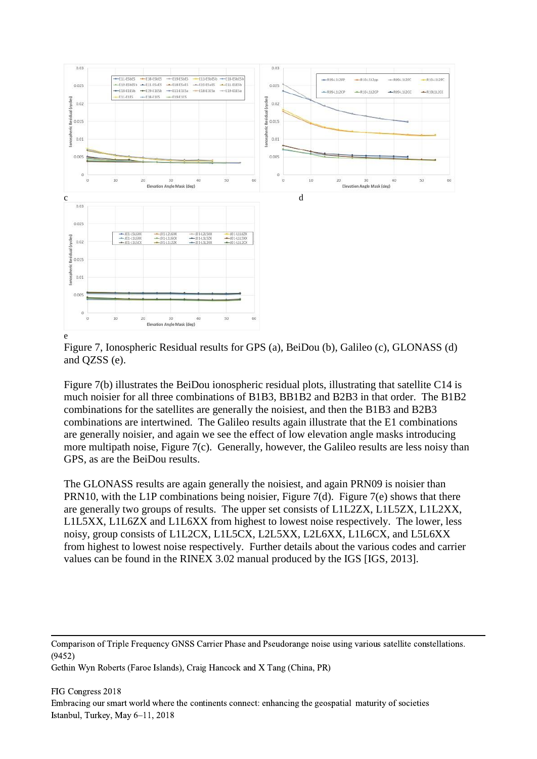c

d

e

Figure 7, Ionospheric Residual results for GPS (a), BeiDou (b), Galileo (c), GLONASS (d) and QZSS (e).

Figure 7(b) illustrates the BeiDou ionospheric residual plots, illustrating that satellite C14 is much noisier for all three combinations of B1B3, BB1B2 and B2B3 in that order. The B1B2 combinations for the satellites are generally the noisiest, and then the B1B3 and B2B3 combinations are intertwined. The Galileo results again illustrate that the E1 combinations are generally noisier, and again we see the effect of low elevation angle masks introducing more multipath noise, Figure 7(c). Generally, however, the Galileo results are less noisy than GPS, as are the BeiDou results.

The GLONASS results are again generally the noisiest, and again PRN09 is noisier than PRN10, with the L1P combinations being noisier, Figure 7(d). Figure 7(e) shows that there are generally two groups of results. The upper set consists of L1L2ZX, L1L5ZX, L1L2XX, L1L5XX, L1L6ZX and L1L6XX from highest to lowest noise respectively. The lower, less noisy, group consists of L1L2CX, L1L5CX, L2L5XX, L2L6XX, L1L6CX, and L5L6XX from highest to lowest noise respectively. Further details about the various codes and carrier values can be found in the RINEX 3.02 manual produced by the IGS [IGS, 2013].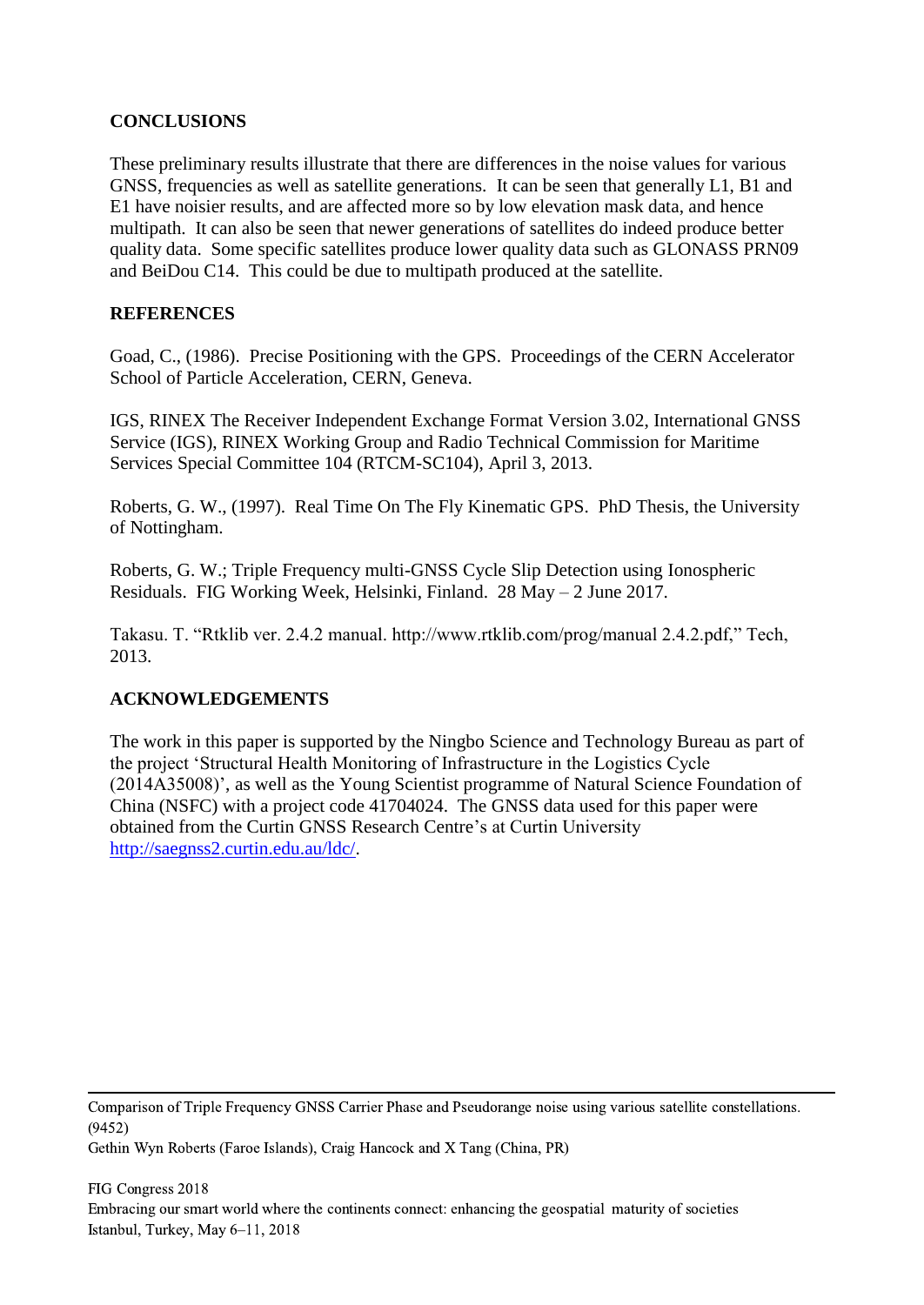## CONCLUSIONS

These preliminary results illustrate that there are differences in the noise values for various GNSS, frequencies as well as satellite generations. It can be seen that generally L1, B1 and E1 have noisier results, and are affected more so by low elevation mask data, and hence multipath. It can also be seen that newer generations of satellites do indeed produce better quality data. Some specific satellites produce lower quality data such as GLONASS PRN09 and BeiDou C14. This could be due to multipath produced at the satellite.

## REFERENCES

Goad, C., (1986). Precise Positioning with the GPS. Proceedings of the CERN Accelerator School of Particle Acceleration, CERN, Geneva.

IGS, RINEX The Receiver Independent Exchange Format Version 3.02, International GNSS Service (IGS), RINEX Working Group and Radio Technical Commission for Maritime Services Special Committee 104 (RTCM-SC104), April 3, 2013.

Roberts, G. W., (1997). Real Time On The Fly Kinematic GPS. PhD Thesis, the University of Nottingham.

Roberts, G. W.; Triple Frequency multi-GNSS Cycle Slip Detection using Ionospheric Residuals. FIG Working Week, Helsinki, Finland. 28 May – 2 June 2017.

Takasu. T. "Rtklib ver. 2.4.2 manual. http://www.rtklib.com/prog/manual 2.4.2.pdf," Tech, 2013.

## ACKNOWLEDGEMENTS

The work in this paper is supported by the Ningbo Science and Technology Bureau as part of the project 'Structural Health Monitoring of Infrastructure in the Logistics Cycle (2014A35008)', as well as the Young Scientist programme of Natural Science Foundation of China (NSFC) with a project code 41704024. The GNSS data used for this paper were obtained from the Curtin GNSS Research Centre's at Curtin University [http://saegnss2.curtin.edu.au/ldc/](http://saegnss2.curtin.edu.au/ldc/).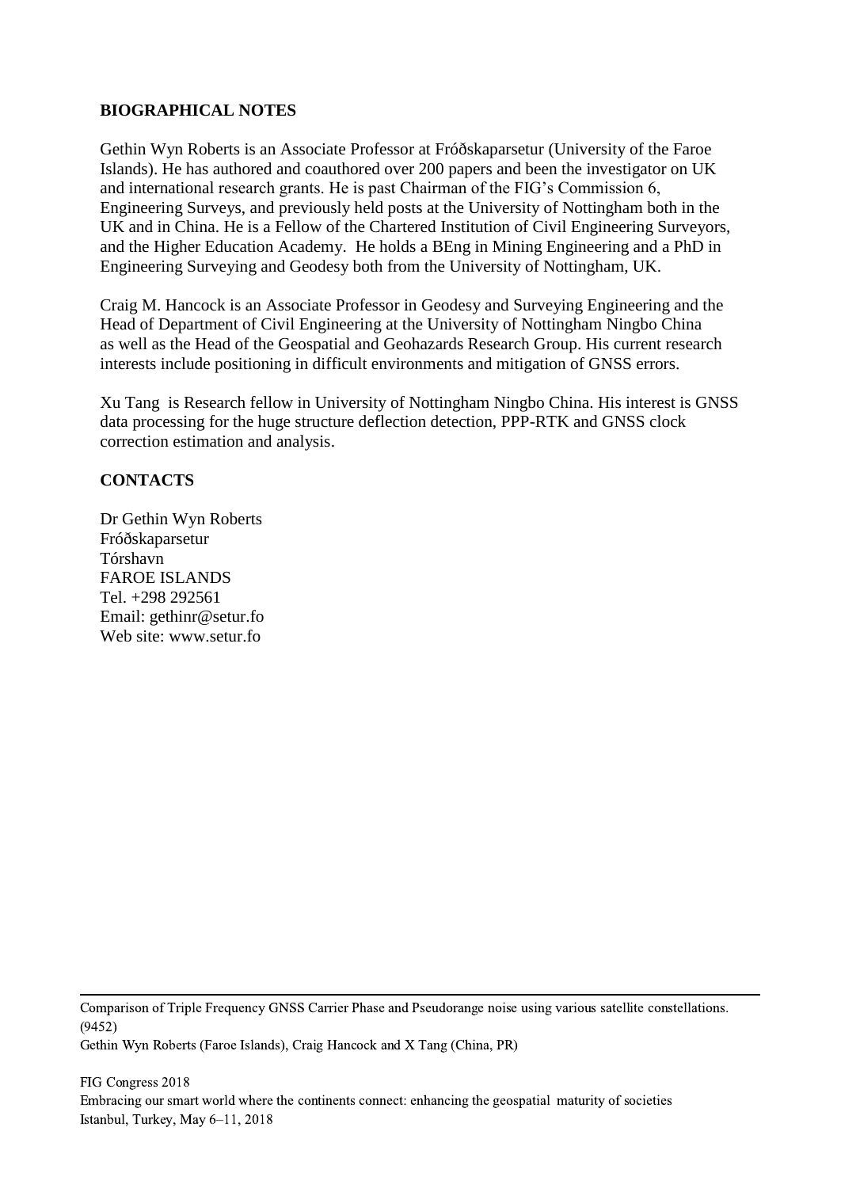## BIOGRAPHICAL NOTES

Gethin Wyn Roberts is an Associate Professor at Fróðskaparsetur (University of the Faroe Islands). He has authored and coauthored over 200 papers and been the investigator on UK and international research grants. He is past Chairman of the FIG's Commission 6, Engineering Surveys, and previously held posts at the University of Nottingham both in the UK and in China. He is a Fellow of the Chartered Institution of Civil Engineering Surveyors, and the Higher Education Academy. He holds a BEng in Mining Engineering and a PhD in Engineering Surveying and Geodesy both from the University of Nottingham, UK.

Craig M. Hancock is an Associate Professor in Geodesy and Surveying Engineering and the Head of Department of Civil Engineering at the University of Nottingham Ningbo China as well as the Head of the Geospatial and Geohazards Research Group. His current research interests include positioning in difficult environments and mitigation of GNSS errors.

Xu Tang is Research fellow in University of Nottingham Ningbo China. His interest is GNSS data processing for the huge structure deflection detection, PPP-RTK and GNSS clock correction estimation and analysis.

## CONTACTS

Dr Gethin Wyn Roberts
Fróðskaparsetur
Tórshavn
FAROE ISLANDS
Tel. +298 292561
Email: gethinr@setur.fo
Web site: www.setur.fo